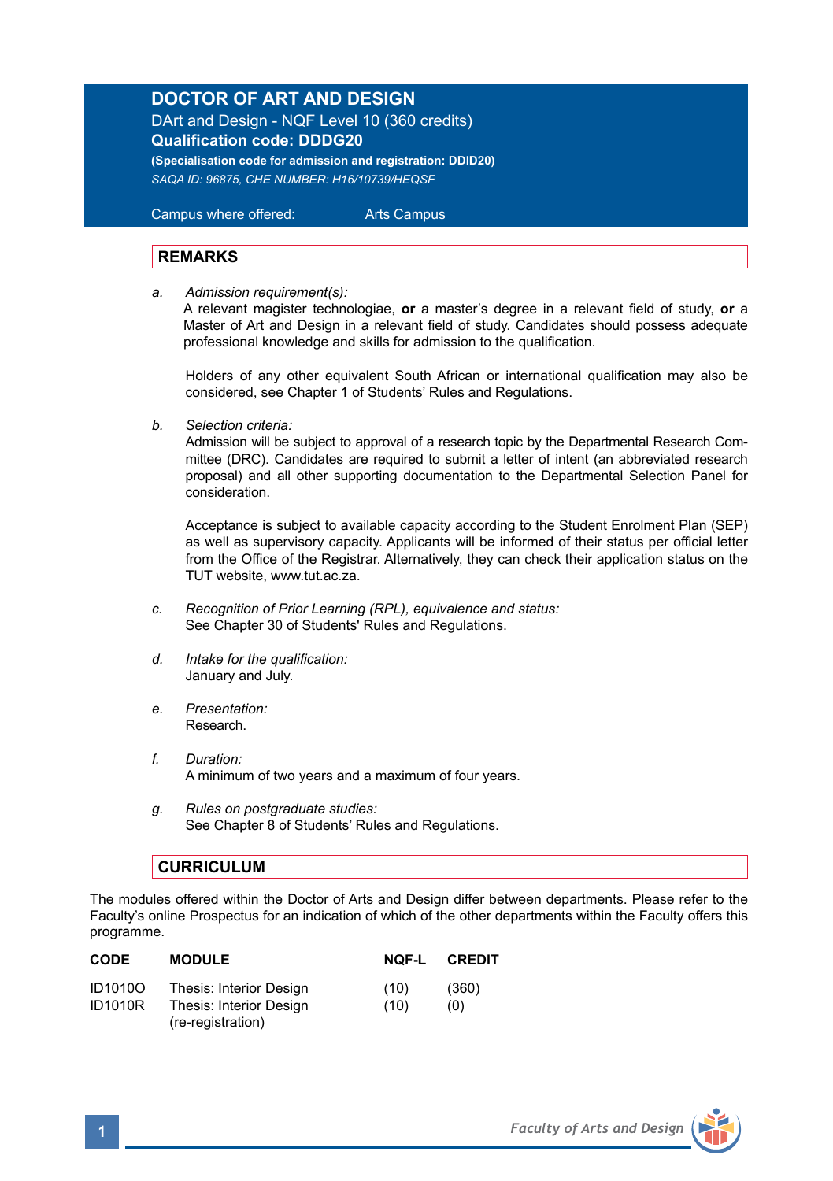# DOCTOR OF ART AND DESIGN

DArt and Design - NQF Level 10 (360 credits)

**Qualification code: DDDG20**

**(Specialisation code for admission and registration: DDID20)**

*SAQA ID: 96875, CHE NUMBER: H16/10739/HEQSF*

Campus where offered: Arts Campus

## REMARKS

a. *Admission requirement(s):*
A relevant magister technologiae, **or** a master's degree in a relevant field of study, **or** a Master of Art and Design in a relevant field of study. Candidates should possess adequate professional knowledge and skills for admission to the qualification.

Holders of any other equivalent South African or international qualification may also be considered, see Chapter 1 of Students' Rules and Regulations.

b. *Selection criteria:*
Admission will be subject to approval of a research topic by the Departmental Research Committee (DRC). Candidates are required to submit a letter of intent (an abbreviated research proposal) and all other supporting documentation to the Departmental Selection Panel for consideration.

Acceptance is subject to available capacity according to the Student Enrolment Plan (SEP) as well as supervisory capacity. Applicants will be informed of their status per official letter from the Office of the Registrar. Alternatively, they can check their application status on the TUT website, www.tut.ac.za.

c. *Recognition of Prior Learning (RPL), equivalence and status:*
See Chapter 30 of Students' Rules and Regulations.

d. *Intake for the qualification:*
January and July.

e. *Presentation:*
Research.

f. *Duration:*
A minimum of two years and a maximum of four years.

g. *Rules on postgraduate studies:*
See Chapter 8 of Students' Rules and Regulations.

## CURRICULUM

The modules offered within the Doctor of Arts and Design differ between departments. Please refer to the Faculty's online Prospectus for an indication of which of the other departments within the Faculty offers this programme.

| CODE | MODULE | NQF-L | CREDIT |
|---|---|---|---|
| ID1010O | Thesis: Interior Design | (10) | (360) |
| ID1010R | Thesis: Interior Design (re-registration) | (10) | (0) |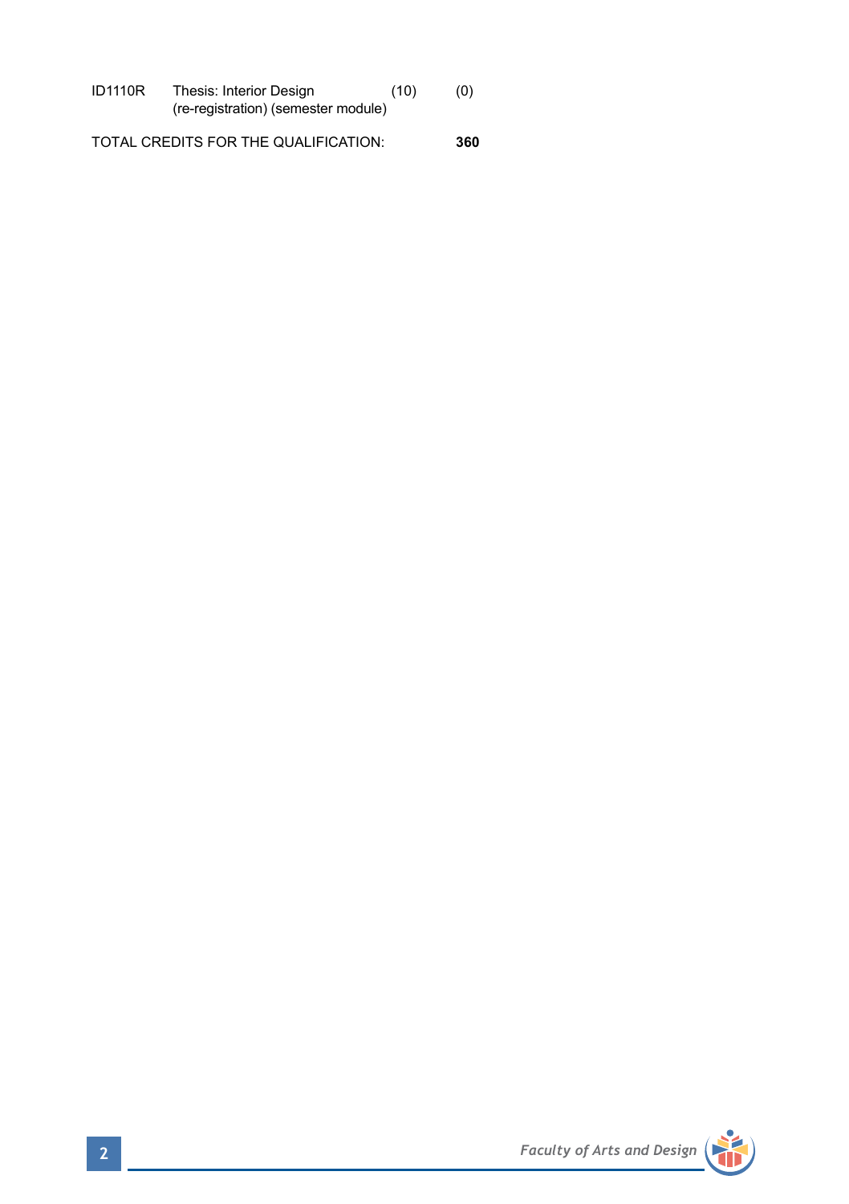| | | | |
|---|---|---|---|
| ID1110R | Thesis: Interior Design (re-registration) (semester module) | (10) | (0) |

TOTAL CREDITS FOR THE QUALIFICATION: **360**